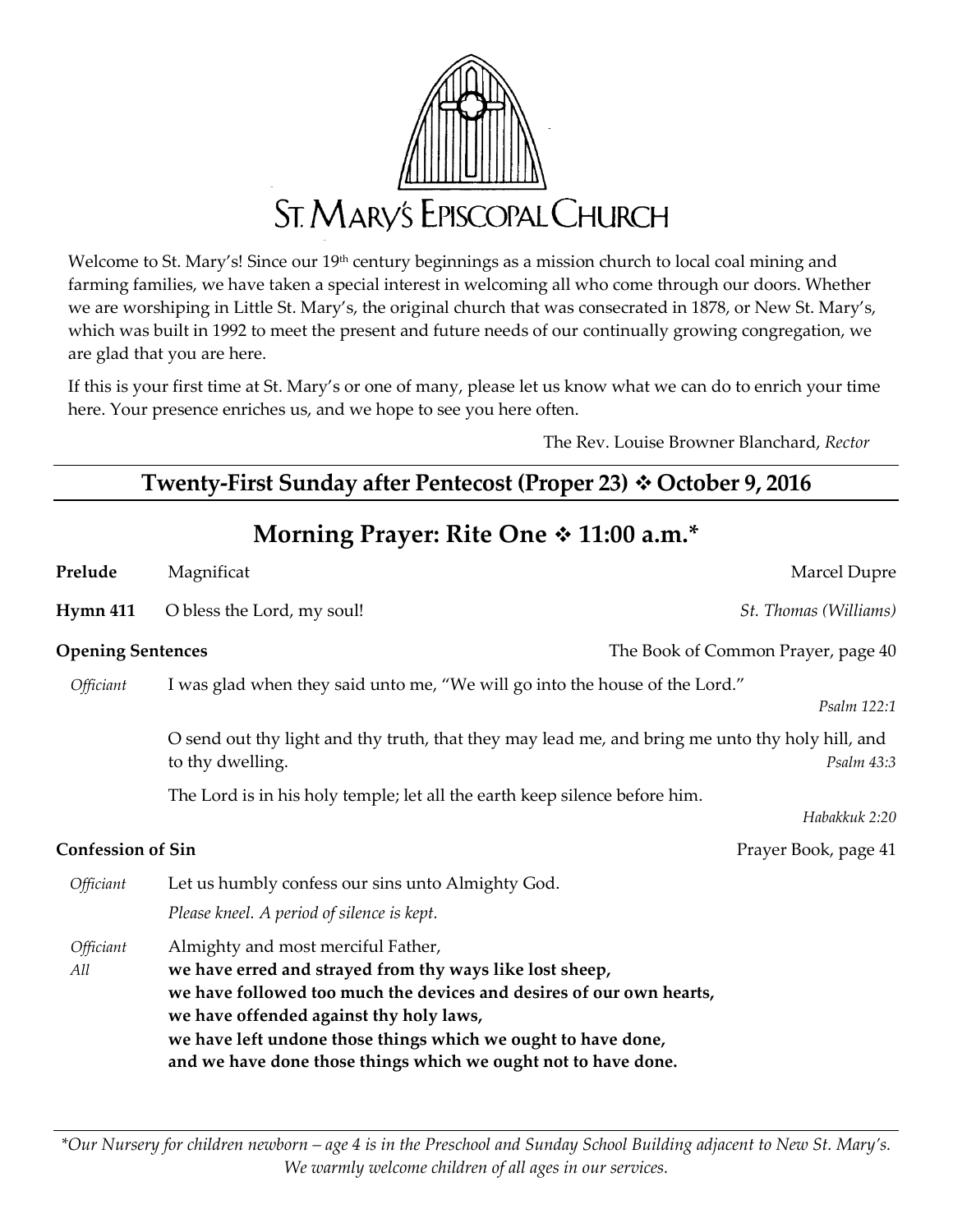# St. Mary's Episcopal Church

Welcome to St. Mary's! Since our 19th century beginnings as a mission church to local coal mining and farming families, we have taken a special interest in welcoming all who come through our doors. Whether we are worshiping in Little St. Mary's, the original church that was consecrated in 1878, or New St. Mary's, which was built in 1992 to meet the present and future needs of our continually growing congregation, we are glad that you are here.

If this is your first time at St. Mary's or one of many, please let us know what we can do to enrich your time here. Your presence enriches us, and we hope to see you here often.

The Rev. Louise Browner Blanchard, *Rector*

## Twenty-First Sunday after Pentecost (Proper 23) ❖ October 9, 2016

## Morning Prayer: Rite One ❖ 11:00 a.m.*

**Prelude** Magnificat — Marcel Dupre

**Hymn 411** O bless the Lord, my soul! — *St. Thomas (Williams)*

**Opening Sentences** — The Book of Common Prayer, page 40

*Officiant* I was glad when they said unto me, "We will go into the house of the Lord." *Psalm 122:1*

O send out thy light and thy truth, that they may lead me, and bring me unto thy holy hill, and to thy dwelling. *Psalm 43:3*

The Lord is in his holy temple; let all the earth keep silence before him. *Habakkuk 2:20*

**Confession of Sin** — Prayer Book, page 41

*Officiant* Let us humbly confess our sins unto Almighty God.

*Please kneel. A period of silence is kept.*

*Officiant* Almighty and most merciful Father,
*All* **we have erred and strayed from thy ways like lost sheep,**
**we have followed too much the devices and desires of our own hearts,**
**we have offended against thy holy laws,**
**we have left undone those things which we ought to have done,**
**and we have done those things which we ought not to have done.**

*\*Our Nursery for children newborn – age 4 is in the Preschool and Sunday School Building adjacent to New St. Mary's. We warmly welcome children of all ages in our services.*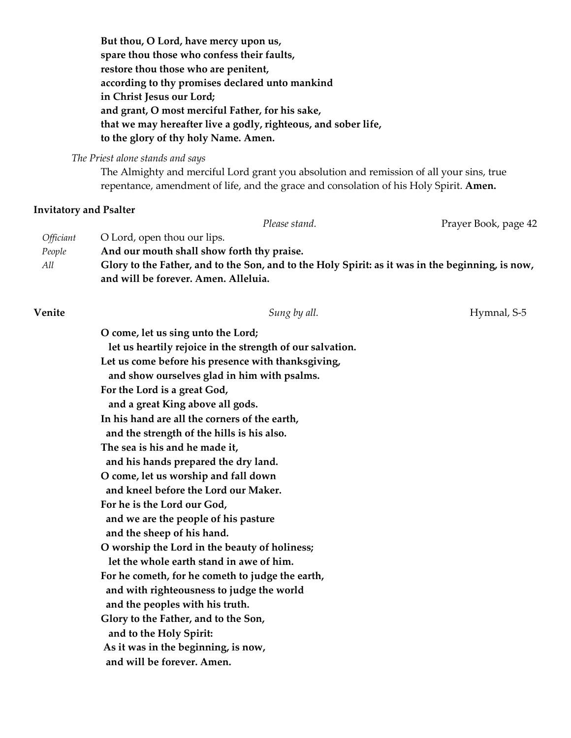**But thou, O Lord, have mercy upon us,**
**spare thou those who confess their faults,**
**restore thou those who are penitent,**
**according to thy promises declared unto mankind**
**in Christ Jesus our Lord;**
**and grant, O most merciful Father, for his sake,**
**that we may hereafter live a godly, righteous, and sober life,**
**to the glory of thy holy Name. Amen.**

*The Priest alone stands and says*

The Almighty and merciful Lord grant you absolution and remission of all your sins, true repentance, amendment of life, and the grace and consolation of his Holy Spirit. **Amen.**

### Invitatory and Psalter

*Please stand.* Prayer Book, page 42

*Officiant* O Lord, open thou our lips.
*People* **And our mouth shall show forth thy praise.**
*All* **Glory to the Father, and to the Son, and to the Holy Spirit: as it was in the beginning, is now, and will be forever. Amen. Alleluia.**

### Venite

*Sung by all.* Hymnal, S-5

**O come, let us sing unto the Lord;**
**let us heartily rejoice in the strength of our salvation.**
**Let us come before his presence with thanksgiving,**
**and show ourselves glad in him with psalms.**
**For the Lord is a great God,**
**and a great King above all gods.**
**In his hand are all the corners of the earth,**
**and the strength of the hills is his also.**
**The sea is his and he made it,**
**and his hands prepared the dry land.**
**O come, let us worship and fall down**
**and kneel before the Lord our Maker.**
**For he is the Lord our God,**
**and we are the people of his pasture**
**and the sheep of his hand.**
**O worship the Lord in the beauty of holiness;**
**let the whole earth stand in awe of him.**
**For he cometh, for he cometh to judge the earth,**
**and with righteousness to judge the world**
**and the peoples with his truth.**
**Glory to the Father, and to the Son,**
**and to the Holy Spirit:**
**As it was in the beginning, is now,**
**and will be forever. Amen.**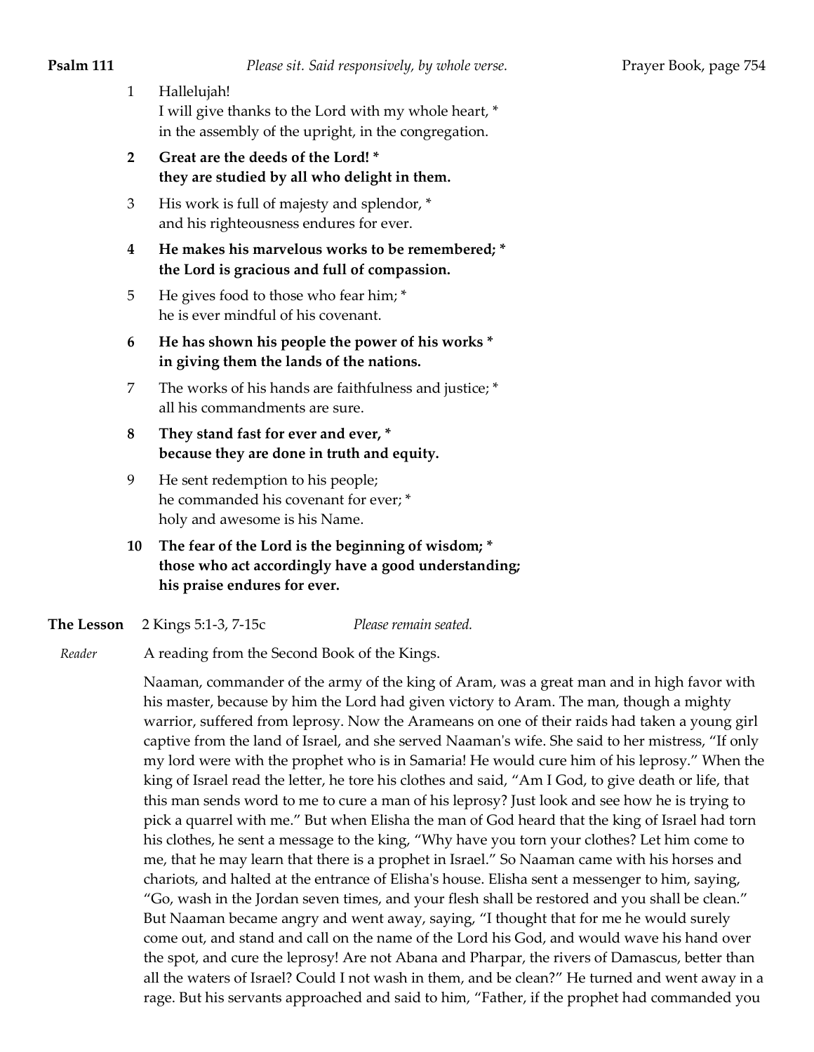**Psalm 111** *Please sit. Said responsively, by whole verse.* Prayer Book, page 754

1 Hallelujah!
I will give thanks to the Lord with my whole heart, *
in the assembly of the upright, in the congregation.

**2 Great are the deeds of the Lord! ***
**they are studied by all who delight in them.**

3 His work is full of majesty and splendor, *
and his righteousness endures for ever.

**4 He makes his marvelous works to be remembered; ***
**the Lord is gracious and full of compassion.**

5 He gives food to those who fear him; *
he is ever mindful of his covenant.

**6 He has shown his people the power of his works ***
**in giving them the lands of the nations.**

7 The works of his hands are faithfulness and justice; *
all his commandments are sure.

**8 They stand fast for ever and ever, ***
**because they are done in truth and equity.**

9 He sent redemption to his people;
he commanded his covenant for ever; *
holy and awesome is his Name.

**10 The fear of the Lord is the beginning of wisdom; ***
**those who act accordingly have a good understanding;**
**his praise endures for ever.**

**The Lesson** 2 Kings 5:1-3, 7-15c *Please remain seated.*

*Reader* A reading from the Second Book of the Kings.

Naaman, commander of the army of the king of Aram, was a great man and in high favor with his master, because by him the Lord had given victory to Aram. The man, though a mighty warrior, suffered from leprosy. Now the Arameans on one of their raids had taken a young girl captive from the land of Israel, and she served Naaman's wife. She said to her mistress, "If only my lord were with the prophet who is in Samaria! He would cure him of his leprosy." When the king of Israel read the letter, he tore his clothes and said, "Am I God, to give death or life, that this man sends word to me to cure a man of his leprosy? Just look and see how he is trying to pick a quarrel with me." But when Elisha the man of God heard that the king of Israel had torn his clothes, he sent a message to the king, "Why have you torn your clothes? Let him come to me, that he may learn that there is a prophet in Israel." So Naaman came with his horses and chariots, and halted at the entrance of Elisha's house. Elisha sent a messenger to him, saying, "Go, wash in the Jordan seven times, and your flesh shall be restored and you shall be clean." But Naaman became angry and went away, saying, "I thought that for me he would surely come out, and stand and call on the name of the Lord his God, and would wave his hand over the spot, and cure the leprosy! Are not Abana and Pharpar, the rivers of Damascus, better than all the waters of Israel? Could I not wash in them, and be clean?" He turned and went away in a rage. But his servants approached and said to him, "Father, if the prophet had commanded you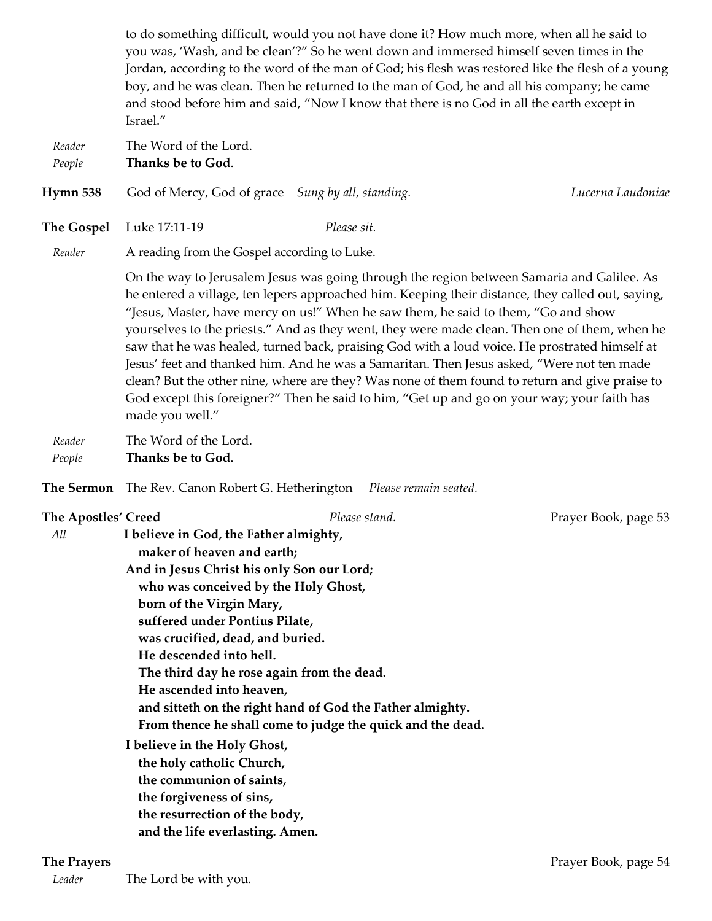to do something difficult, would you not have done it? How much more, when all he said to you was, 'Wash, and be clean'?" So he went down and immersed himself seven times in the Jordan, according to the word of the man of God; his flesh was restored like the flesh of a young boy, and he was clean. Then he returned to the man of God, he and all his company; he came and stood before him and said, "Now I know that there is no God in all the earth except in Israel."

*Reader* The Word of the Lord.
*People* **Thanks be to God**.

**Hymn 538** God of Mercy, God of grace *Sung by all, standing.* *Lucerna Laudoniae*

**The Gospel** Luke 17:11-19 *Please sit.*

*Reader* A reading from the Gospel according to Luke.

On the way to Jerusalem Jesus was going through the region between Samaria and Galilee. As he entered a village, ten lepers approached him. Keeping their distance, they called out, saying, "Jesus, Master, have mercy on us!" When he saw them, he said to them, "Go and show yourselves to the priests." And as they went, they were made clean. Then one of them, when he saw that he was healed, turned back, praising God with a loud voice. He prostrated himself at Jesus' feet and thanked him. And he was a Samaritan. Then Jesus asked, "Were not ten made clean? But the other nine, where are they? Was none of them found to return and give praise to God except this foreigner?" Then he said to him, "Get up and go on your way; your faith has made you well."

*Reader* The Word of the Lord.
*People* **Thanks be to God.**

**The Sermon** The Rev. Canon Robert G. Hetherington *Please remain seated.*

**The Apostles' Creed** *Please stand.* Prayer Book, page 53

*All* **I believe in God, the Father almighty,**
**maker of heaven and earth;**
**And in Jesus Christ his only Son our Lord;**
**who was conceived by the Holy Ghost,**
**born of the Virgin Mary,**
**suffered under Pontius Pilate,**
**was crucified, dead, and buried.**
**He descended into hell.**
**The third day he rose again from the dead.**
**He ascended into heaven,**
**and sitteth on the right hand of God the Father almighty.**
**From thence he shall come to judge the quick and the dead.**
**I believe in the Holy Ghost,**
**the holy catholic Church,**
**the communion of saints,**
**the forgiveness of sins,**
**the resurrection of the body,**
**and the life everlasting. Amen.**

**The Prayers** Prayer Book, page 54

*Leader* The Lord be with you.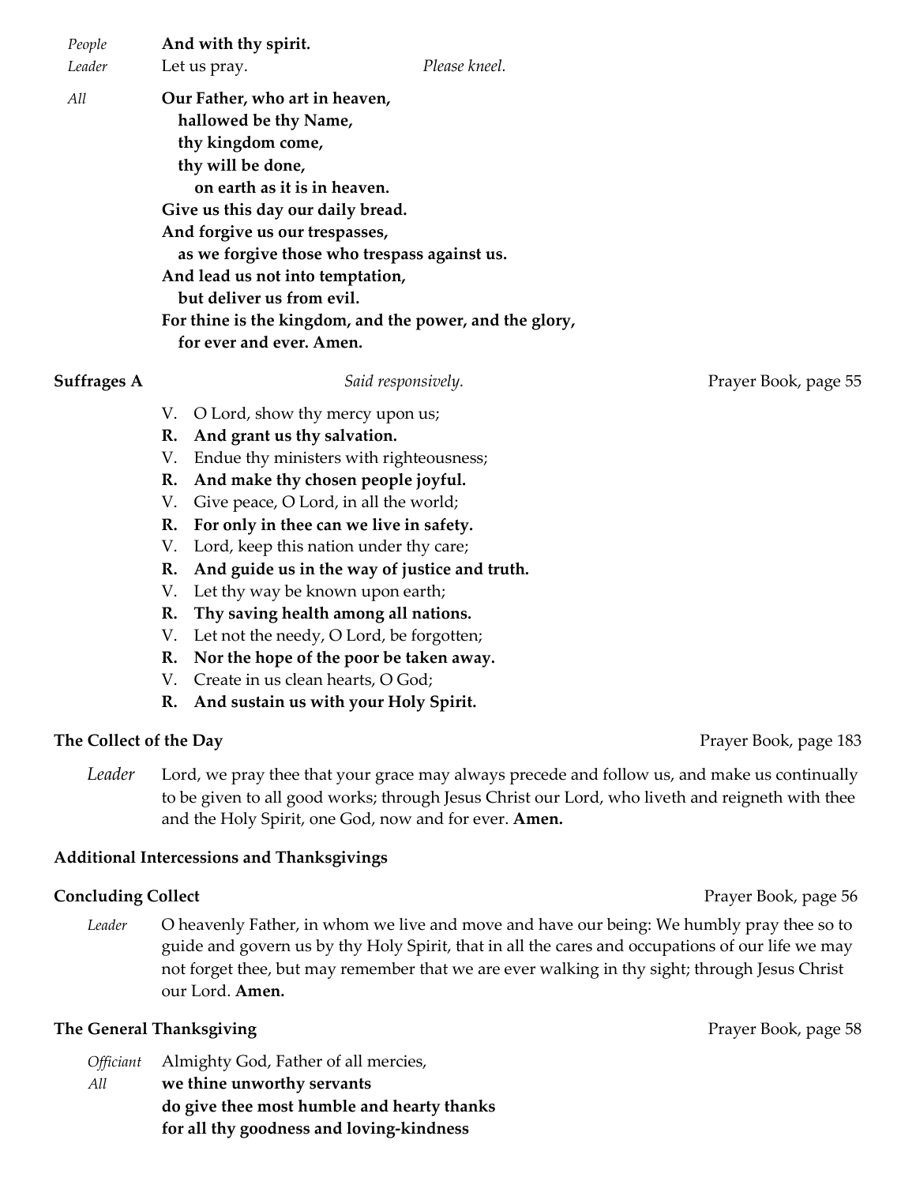*People* **And with thy spirit.**
*Leader* Let us pray. *Please kneel.*

*All* **Our Father, who art in heaven,
hallowed be thy Name,
thy kingdom come,
thy will be done,
on earth as it is in heaven.
Give us this day our daily bread.
And forgive us our trespasses,
as we forgive those who trespass against us.
And lead us not into temptation,
but deliver us from evil.
For thine is the kingdom, and the power, and the glory,
for ever and ever. Amen.**

**Suffrages A** *Said responsively.* Prayer Book, page 55

V. O Lord, show thy mercy upon us;
**R. And grant us thy salvation.**
V. Endue thy ministers with righteousness;
**R. And make thy chosen people joyful.**
V. Give peace, O Lord, in all the world;
**R. For only in thee can we live in safety.**
V. Lord, keep this nation under thy care;
**R. And guide us in the way of justice and truth.**
V. Let thy way be known upon earth;
**R. Thy saving health among all nations.**
V. Let not the needy, O Lord, be forgotten;
**R. Nor the hope of the poor be taken away.**
V. Create in us clean hearts, O God;
**R. And sustain us with your Holy Spirit.**

**The Collect of the Day** Prayer Book, page 183

*Leader* Lord, we pray thee that your grace may always precede and follow us, and make us continually to be given to all good works; through Jesus Christ our Lord, who liveth and reigneth with thee and the Holy Spirit, one God, now and for ever. **Amen.**

**Additional Intercessions and Thanksgivings**

**Concluding Collect** Prayer Book, page 56

*Leader* O heavenly Father, in whom we live and move and have our being: We humbly pray thee so to guide and govern us by thy Holy Spirit, that in all the cares and occupations of our life we may not forget thee, but may remember that we are ever walking in thy sight; through Jesus Christ our Lord. **Amen.**

**The General Thanksgiving** Prayer Book, page 58

*Officiant* Almighty God, Father of all mercies,
*All* **we thine unworthy servants
do give thee most humble and hearty thanks
for all thy goodness and loving-kindness**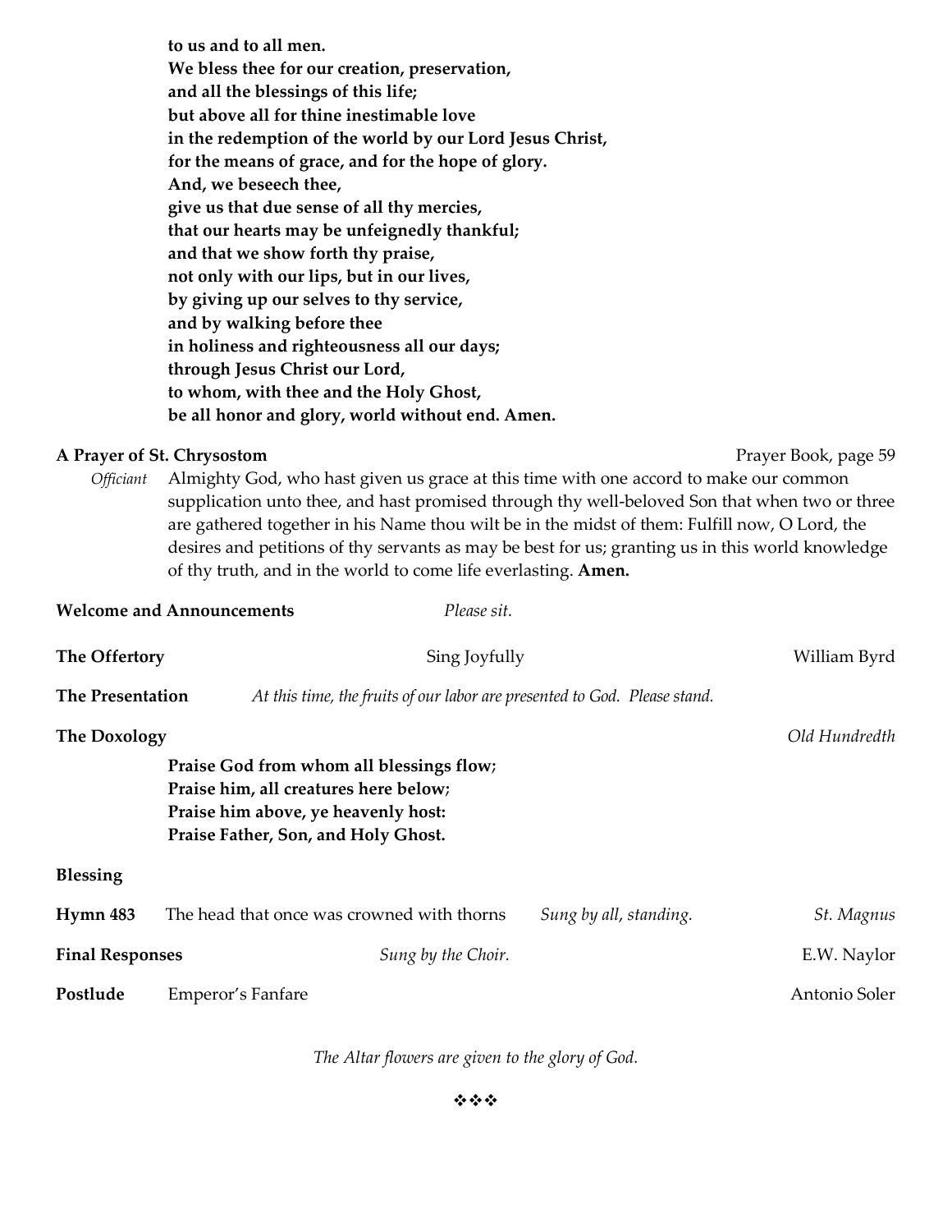**to us and to all men.**
**We bless thee for our creation, preservation,**
**and all the blessings of this life;**
**but above all for thine inestimable love**
**in the redemption of the world by our Lord Jesus Christ,**
**for the means of grace, and for the hope of glory.**
**And, we beseech thee,**
**give us that due sense of all thy mercies,**
**that our hearts may be unfeignedly thankful;**
**and that we show forth thy praise,**
**not only with our lips, but in our lives,**
**by giving up our selves to thy service,**
**and by walking before thee**
**in holiness and righteousness all our days;**
**through Jesus Christ our Lord,**
**to whom, with thee and the Holy Ghost,**
**be all honor and glory, world without end. Amen.**

**A Prayer of St. Chrysostom** — Prayer Book, page 59

*Officiant* Almighty God, who hast given us grace at this time with one accord to make our common supplication unto thee, and hast promised through thy well-beloved Son that when two or three are gathered together in his Name thou wilt be in the midst of them: Fulfill now, O Lord, the desires and petitions of thy servants as may be best for us; granting us in this world knowledge of thy truth, and in the world to come life everlasting. **Amen.**

**Welcome and Announcements** — *Please sit.*

**The Offertory** — Sing Joyfully — William Byrd

**The Presentation** — *At this time, the fruits of our labor are presented to God. Please stand.*

**The Doxology** — *Old Hundredth*

**Praise God from whom all blessings flow;**
**Praise him, all creatures here below;**
**Praise him above, ye heavenly host:**
**Praise Father, Son, and Holy Ghost.**

**Blessing**

**Hymn 483** — The head that once was crowned with thorns — *Sung by all, standing.* — *St. Magnus*

**Final Responses** — *Sung by the Choir.* — E.W. Naylor

**Postlude** — Emperor's Fanfare — Antonio Soler

*The Altar flowers are given to the glory of God.*

❖❖❖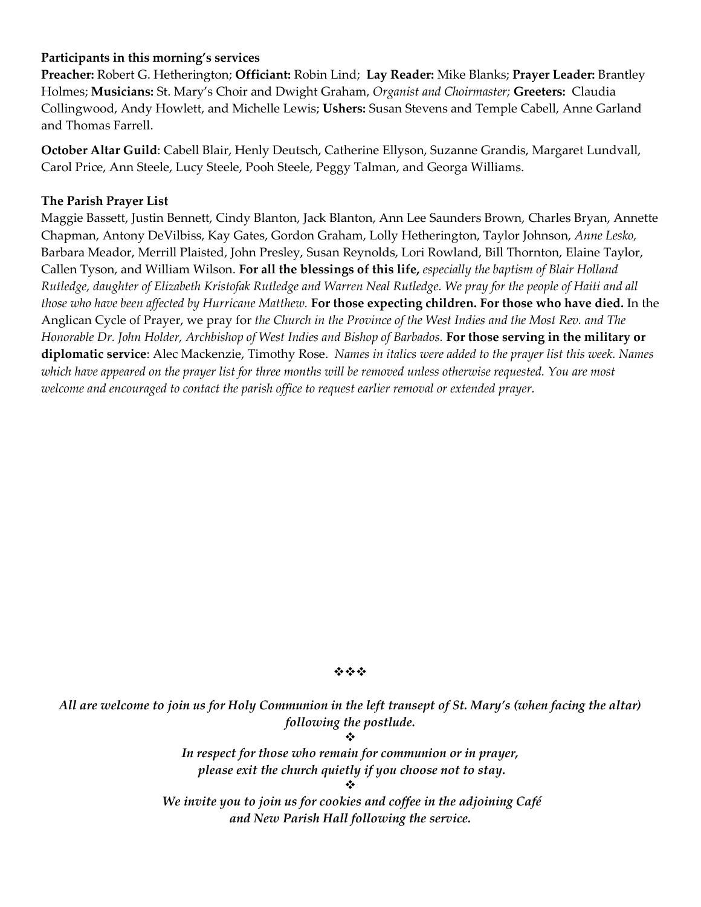**Participants in this morning's services**

**Preacher:** Robert G. Hetherington; **Officiant:** Robin Lind; **Lay Reader:** Mike Blanks; **Prayer Leader:** Brantley Holmes; **Musicians:** St. Mary's Choir and Dwight Graham, *Organist and Choirmaster;* **Greeters:** Claudia Collingwood, Andy Howlett, and Michelle Lewis; **Ushers:** Susan Stevens and Temple Cabell, Anne Garland and Thomas Farrell.

**October Altar Guild**: Cabell Blair, Henly Deutsch, Catherine Ellyson, Suzanne Grandis, Margaret Lundvall, Carol Price, Ann Steele, Lucy Steele, Pooh Steele, Peggy Talman, and Georga Williams.

**The Parish Prayer List**

Maggie Bassett, Justin Bennett, Cindy Blanton, Jack Blanton, Ann Lee Saunders Brown, Charles Bryan, Annette Chapman, Antony DeVilbiss, Kay Gates, Gordon Graham, Lolly Hetherington, Taylor Johnson, *Anne Lesko,* Barbara Meador, Merrill Plaisted, John Presley, Susan Reynolds, Lori Rowland, Bill Thornton, Elaine Taylor, Callen Tyson, and William Wilson. **For all the blessings of this life,** *especially the baptism of Blair Holland Rutledge, daughter of Elizabeth Kristofak Rutledge and Warren Neal Rutledge. We pray for the people of Haiti and all those who have been affected by Hurricane Matthew.* **For those expecting children. For those who have died.** In the Anglican Cycle of Prayer, we pray for *the Church in the Province of the West Indies and the Most Rev. and The Honorable Dr. John Holder, Archbishop of West Indies and Bishop of Barbados.* **For those serving in the military or diplomatic service**: Alec Mackenzie, Timothy Rose. *Names in italics were added to the prayer list this week. Names which have appeared on the prayer list for three months will be removed unless otherwise requested. You are most welcome and encouraged to contact the parish office to request earlier removal or extended prayer.*

❖❖❖

***All are welcome to join us for Holy Communion in the left transept of St. Mary's (when facing the altar) following the postlude.***

❖

***In respect for those who remain for communion or in prayer, please exit the church quietly if you choose not to stay.***

❖

***We invite you to join us for cookies and coffee in the adjoining Café and New Parish Hall following the service.***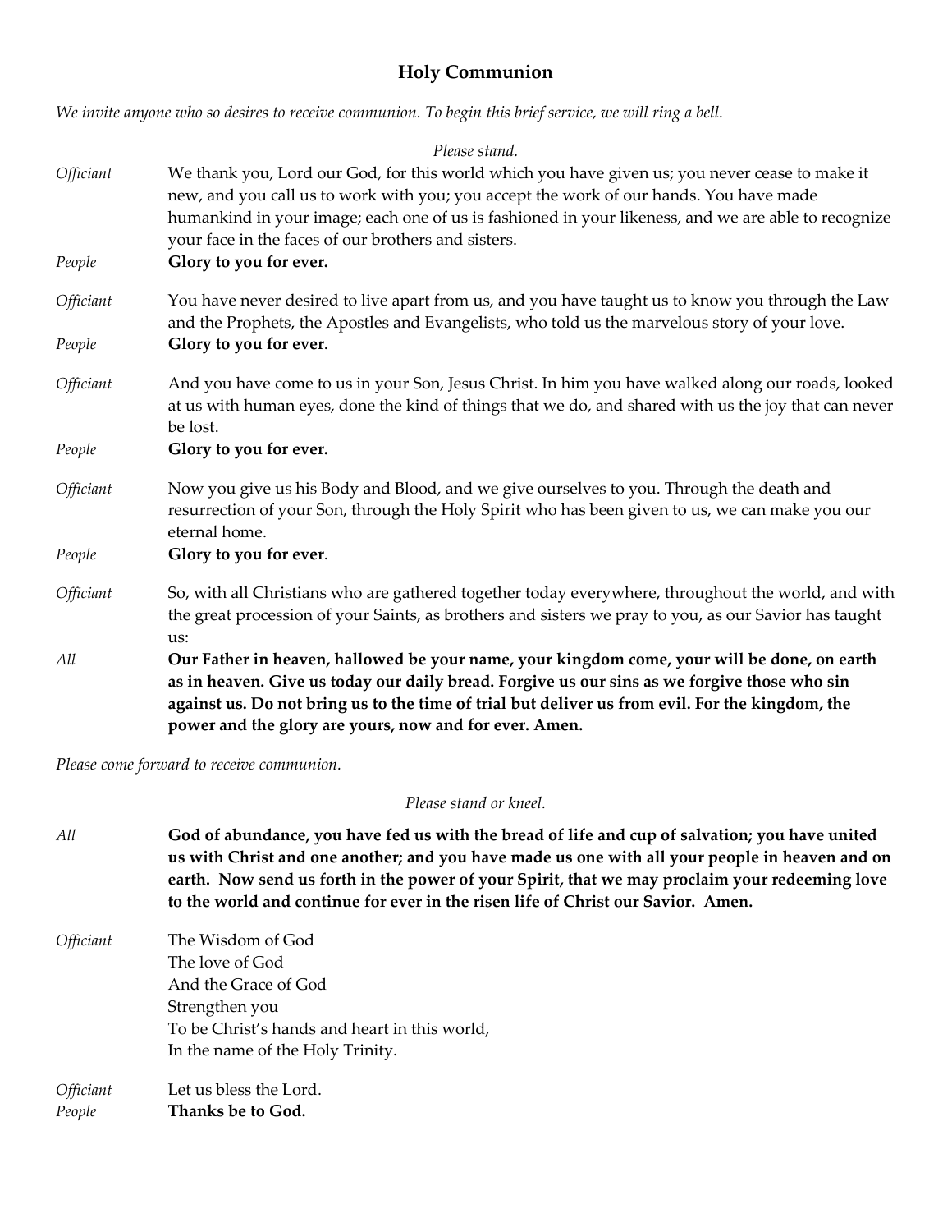## Holy Communion

*We invite anyone who so desires to receive communion. To begin this brief service, we will ring a bell.*

*Please stand.*

*Officiant* We thank you, Lord our God, for this world which you have given us; you never cease to make it new, and you call us to work with you; you accept the work of our hands. You have made humankind in your image; each one of us is fashioned in your likeness, and we are able to recognize your face in the faces of our brothers and sisters.

*People* **Glory to you for ever.**

*Officiant* You have never desired to live apart from us, and you have taught us to know you through the Law and the Prophets, the Apostles and Evangelists, who told us the marvelous story of your love.

*People* **Glory to you for ever**.

*Officiant* And you have come to us in your Son, Jesus Christ. In him you have walked along our roads, looked at us with human eyes, done the kind of things that we do, and shared with us the joy that can never be lost.

*People* **Glory to you for ever.**

*Officiant* Now you give us his Body and Blood, and we give ourselves to you. Through the death and resurrection of your Son, through the Holy Spirit who has been given to us, we can make you our eternal home.

*People* **Glory to you for ever**.

*Officiant* So, with all Christians who are gathered together today everywhere, throughout the world, and with the great procession of your Saints, as brothers and sisters we pray to you, as our Savior has taught us:

*All* **Our Father in heaven, hallowed be your name, your kingdom come, your will be done, on earth as in heaven. Give us today our daily bread. Forgive us our sins as we forgive those who sin against us. Do not bring us to the time of trial but deliver us from evil. For the kingdom, the power and the glory are yours, now and for ever. Amen.**

*Please come forward to receive communion.*

*Please stand or kneel.*

*All* **God of abundance, you have fed us with the bread of life and cup of salvation; you have united us with Christ and one another; and you have made us one with all your people in heaven and on earth. Now send us forth in the power of your Spirit, that we may proclaim your redeeming love to the world and continue for ever in the risen life of Christ our Savior. Amen.**

*Officiant* The Wisdom of God
The love of God
And the Grace of God
Strengthen you
To be Christ's hands and heart in this world,
In the name of the Holy Trinity.

*Officiant* Let us bless the Lord.

*People* **Thanks be to God.**